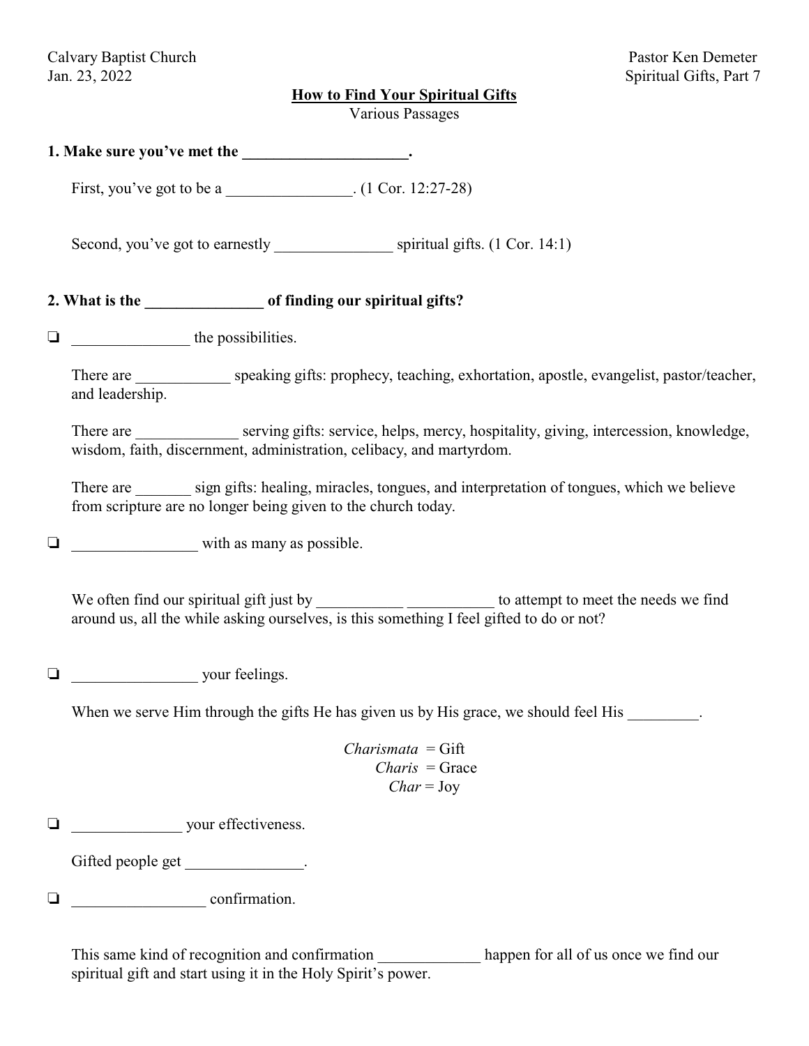Calvary Baptist Church
Jan. 23, 2022

Pastor Ken Demeter
Spiritual Gifts, Part 7

## How to Find Your Spiritual Gifts

Various Passages

**1. Make sure you've met the _____________________.**

First, you've got to be a ________________. (1 Cor. 12:27-28)

Second, you've got to earnestly _______________ spiritual gifts. (1 Cor. 14:1)

**2. What is the _______________ of finding our spiritual gifts?**

❏ _______________ the possibilities.

There are ____________ speaking gifts: prophecy, teaching, exhortation, apostle, evangelist, pastor/teacher, and leadership.

There are _____________ serving gifts: service, helps, mercy, hospitality, giving, intercession, knowledge, wisdom, faith, discernment, administration, celibacy, and martyrdom.

There are _______ sign gifts: healing, miracles, tongues, and interpretation of tongues, which we believe from scripture are no longer being given to the church today.

❏ ________________ with as many as possible.

We often find our spiritual gift just by ___________ ___________ to attempt to meet the needs we find around us, all the while asking ourselves, is this something I feel gifted to do or not?

❏ ________________ your feelings.

When we serve Him through the gifts He has given us by His grace, we should feel His _________.

*Charismata* = Gift
*Charis* = Grace
*Char* = Joy

❏ ______________ your effectiveness.

Gifted people get _______________.

❏ _________________ confirmation.

This same kind of recognition and confirmation _____________ happen for all of us once we find our spiritual gift and start using it in the Holy Spirit's power.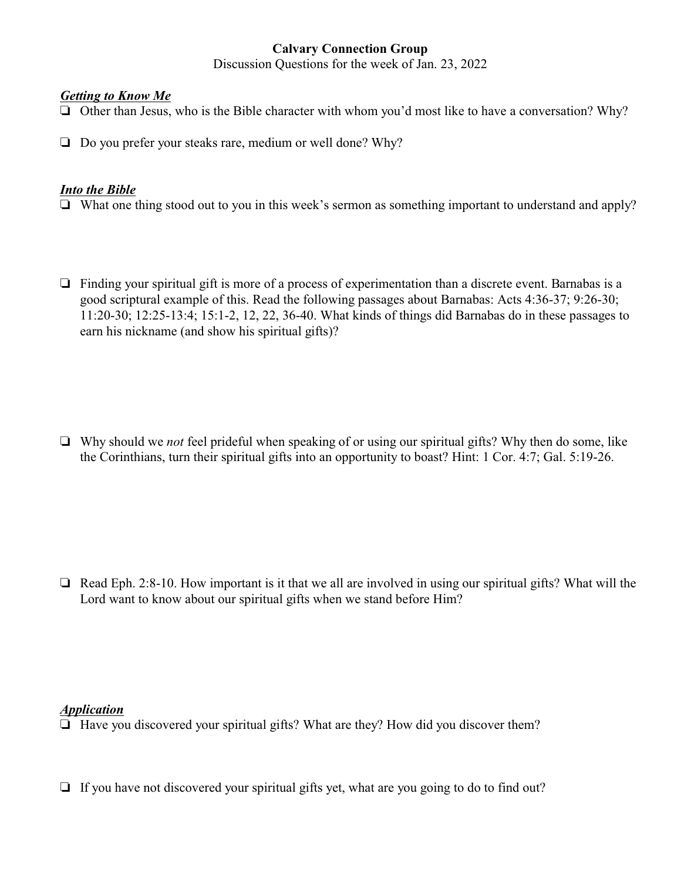**Calvary Connection Group**

Discussion Questions for the week of Jan. 23, 2022

***Getting to Know Me***

- ❏ Other than Jesus, who is the Bible character with whom you'd most like to have a conversation? Why?
- ❏ Do you prefer your steaks rare, medium or well done? Why?

***Into the Bible***

- ❏ What one thing stood out to you in this week's sermon as something important to understand and apply?
- ❏ Finding your spiritual gift is more of a process of experimentation than a discrete event. Barnabas is a good scriptural example of this. Read the following passages about Barnabas: Acts 4:36-37; 9:26-30; 11:20-30; 12:25-13:4; 15:1-2, 12, 22, 36-40. What kinds of things did Barnabas do in these passages to earn his nickname (and show his spiritual gifts)?
- ❏ Why should we *not* feel prideful when speaking of or using our spiritual gifts? Why then do some, like the Corinthians, turn their spiritual gifts into an opportunity to boast? Hint: 1 Cor. 4:7; Gal. 5:19-26.
- ❏ Read Eph. 2:8-10. How important is it that we all are involved in using our spiritual gifts? What will the Lord want to know about our spiritual gifts when we stand before Him?

***Application***

- ❏ Have you discovered your spiritual gifts? What are they? How did you discover them?
- ❏ If you have not discovered your spiritual gifts yet, what are you going to do to find out?